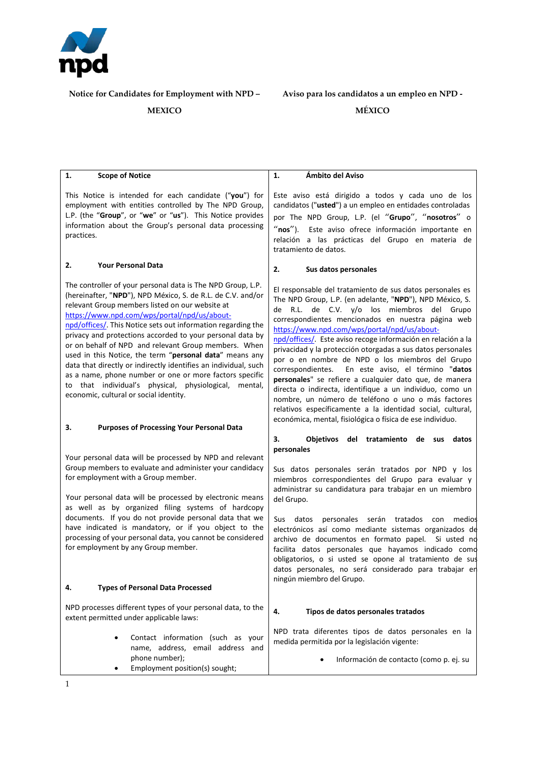**Notice for Candidates for Employment with NPD – MEXICO**

**Aviso para los candidatos a un empleo en NPD - MÉXICO**

| | |
|---|---|
| **1. Scope of Notice** | **1. Ámbito del Aviso** |
| This Notice is intended for each candidate ("**you**") for employment with entities controlled by The NPD Group, L.P. (the "**Group**", or "**we**" or "**us**"). This Notice provides information about the Group's personal data processing practices. | Este aviso está dirigido a todos y cada uno de los candidatos ("**usted**") a un empleo en entidades controladas por The NPD Group, L.P. (el "**Grupo**", "**nosotros**" o "**nos**"). Este aviso ofrece información importante en relación a las prácticas del Grupo en materia de tratamiento de datos. |
| **2. Your Personal Data** | **2. Sus datos personales** |
| The controller of your personal data is The NPD Group, L.P. (hereinafter, "**NPD**"), NPD México, S. de R.L. de C.V. and/or relevant Group members listed on our website at https://www.npd.com/wps/portal/npd/us/about-npd/offices/. This Notice sets out information regarding the privacy and protections accorded to your personal data by or on behalf of NPD and relevant Group members. When used in this Notice, the term "**personal data**" means any data that directly or indirectly identifies an individual, such as a name, phone number or one or more factors specific to that individual's physical, physiological, mental, economic, cultural or social identity. | El responsable del tratamiento de sus datos personales es The NPD Group, L.P. (en adelante, "**NPD**"), NPD México, S. de R.L. de C.V. y/o los miembros del Grupo correspondientes mencionados en nuestra página web https://www.npd.com/wps/portal/npd/us/about-npd/offices/. Este aviso recoge información en relación a la privacidad y la protección otorgadas a sus datos personales por o en nombre de NPD o los miembros del Grupo correspondientes. En este aviso, el término "**datos personales**" se refiere a cualquier dato que, de manera directa o indirecta, identifique a un individuo, como un nombre, un número de teléfono o uno o más factores relativos específicamente a la identidad social, cultural, económica, mental, fisiológica o física de ese individuo. |
| **3. Purposes of Processing Your Personal Data** | **3. Objetivos del tratamiento de sus datos personales** |
| Your personal data will be processed by NPD and relevant Group members to evaluate and administer your candidacy for employment with a Group member. | Sus datos personales serán tratados por NPD y los miembros correspondientes del Grupo para evaluar y administrar su candidatura para trabajar en un miembro del Grupo. |
| Your personal data will be processed by electronic means as well as by organized filing systems of hardcopy documents. If you do not provide personal data that we have indicated is mandatory, or if you object to the processing of your personal data, you cannot be considered for employment by any Group member. | Sus datos personales serán tratados con medios electrónicos así como mediante sistemas organizados de archivo de documentos en formato papel. Si usted no facilita datos personales que hayamos indicado como obligatorios, o si usted se opone al tratamiento de sus datos personales, no será considerado para trabajar en ningún miembro del Grupo. |
| **4. Types of Personal Data Processed** | **4. Tipos de datos personales tratados** |
| NPD processes different types of your personal data, to the extent permitted under applicable laws:<br>• Contact information (such as your name, address, email address and phone number);<br>• Employment position(s) sought; | NPD trata diferentes tipos de datos personales en la medida permitida por la legislación vigente:<br>• Información de contacto (como p. ej. su |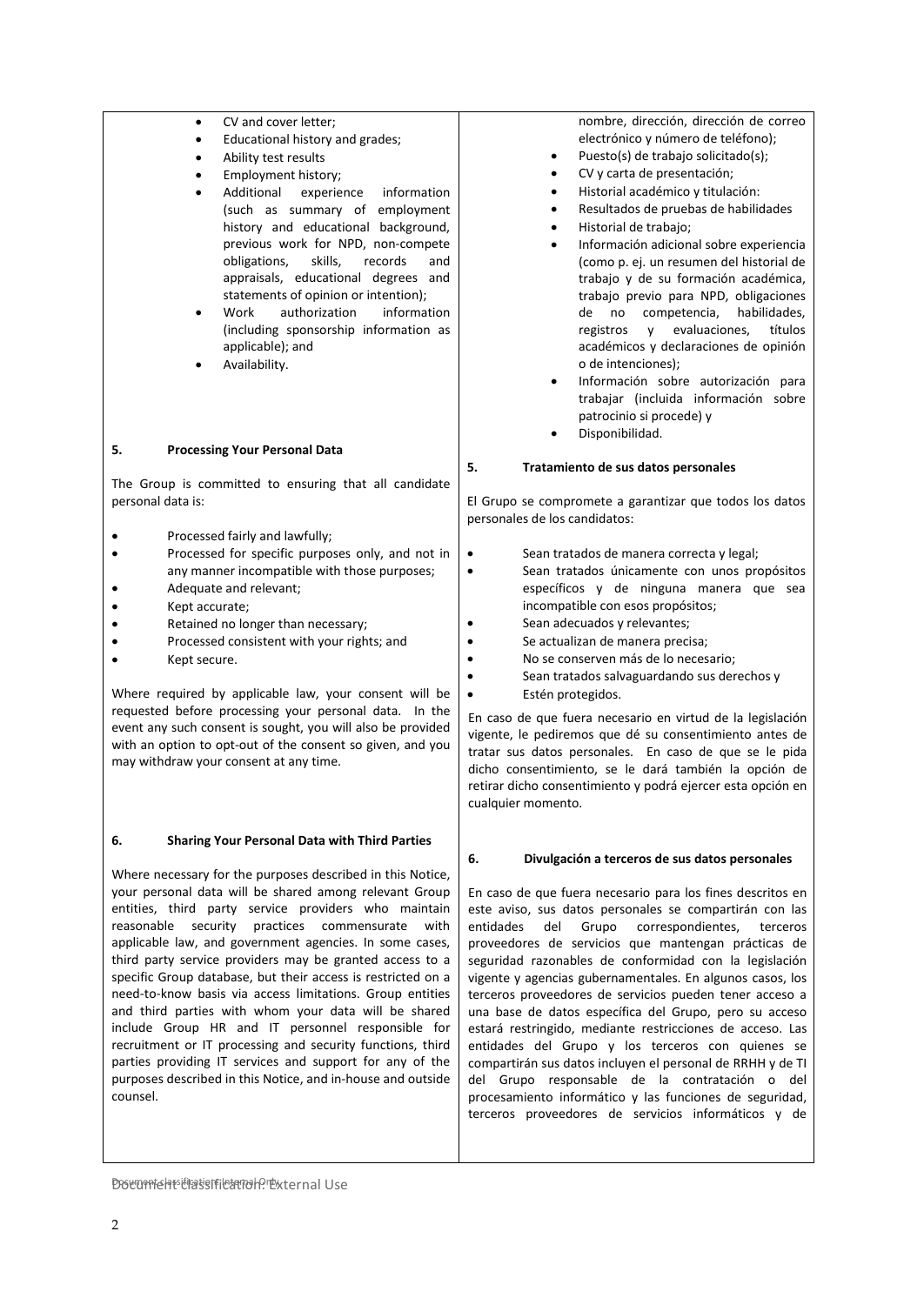- CV and cover letter;
- Educational history and grades;
- Ability test results
- Employment history;
- Additional experience information (such as summary of employment history and educational background, previous work for NPD, non-compete obligations, skills, records and appraisals, educational degrees and statements of opinion or intention);
- Work authorization information (including sponsorship information as applicable); and
- Availability.

## 5. Processing Your Personal Data

The Group is committed to ensuring that all candidate personal data is:

- Processed fairly and lawfully;
- Processed for specific purposes only, and not in any manner incompatible with those purposes;
- Adequate and relevant;
- Kept accurate;
- Retained no longer than necessary;
- Processed consistent with your rights; and
- Kept secure.

Where required by applicable law, your consent will be requested before processing your personal data. In the event any such consent is sought, you will also be provided with an option to opt-out of the consent so given, and you may withdraw your consent at any time.

## 6. Sharing Your Personal Data with Third Parties

Where necessary for the purposes described in this Notice, your personal data will be shared among relevant Group entities, third party service providers who maintain reasonable security practices commensurate with applicable law, and government agencies. In some cases, third party service providers may be granted access to a specific Group database, but their access is restricted on a need-to-know basis via access limitations. Group entities and third parties with whom your data will be shared include Group HR and IT personnel responsible for recruitment or IT processing and security functions, third parties providing IT services and support for any of the purposes described in this Notice, and in-house and outside counsel.

---

nombre, dirección, dirección de correo electrónico y número de teléfono);

- Puesto(s) de trabajo solicitado(s);
- CV y carta de presentación;
- Historial académico y titulación:
- Resultados de pruebas de habilidades
- Historial de trabajo;
- Información adicional sobre experiencia (como p. ej. un resumen del historial de trabajo y de su formación académica, trabajo previo para NPD, obligaciones de no competencia, habilidades, registros y evaluaciones, títulos académicos y declaraciones de opinión o de intenciones);
- Información sobre autorización para trabajar (incluida información sobre patrocinio si procede) y
- Disponibilidad.

## 5. Tratamiento de sus datos personales

El Grupo se compromete a garantizar que todos los datos personales de los candidatos:

- Sean tratados de manera correcta y legal;
- Sean tratados únicamente con unos propósitos específicos y de ninguna manera que sea incompatible con esos propósitos;
- Sean adecuados y relevantes;
- Se actualizan de manera precisa;
- No se conserven más de lo necesario;
- Sean tratados salvaguardando sus derechos y
- Estén protegidos.

En caso de que fuera necesario en virtud de la legislación vigente, le pediremos que dé su consentimiento antes de tratar sus datos personales. En caso de que se le pida dicho consentimiento, se le dará también la opción de retirar dicho consentimiento y podrá ejercer esta opción en cualquier momento.

## 6. Divulgación a terceros de sus datos personales

En caso de que fuera necesario para los fines descritos en este aviso, sus datos personales se compartirán con las entidades del Grupo correspondientes, terceros proveedores de servicios que mantengan prácticas de seguridad razonables de conformidad con la legislación vigente y agencias gubernamentales. En algunos casos, los terceros proveedores de servicios pueden tener acceso a una base de datos específica del Grupo, pero su acceso estará restringido, mediante restricciones de acceso. Las entidades del Grupo y los terceros con quienes se compartirán sus datos incluyen el personal de RRHH y de TI del Grupo responsable de la contratación o del procesamiento informático y las funciones de seguridad, terceros proveedores de servicios informáticos y de

Document Classification: External Use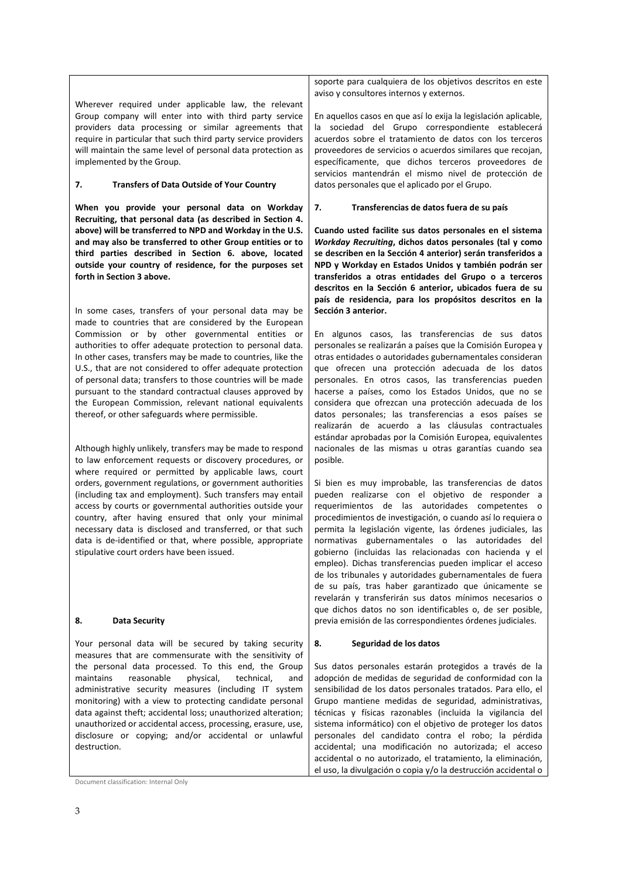Wherever required under applicable law, the relevant Group company will enter into with third party service providers data processing or similar agreements that require in particular that such third party service providers will maintain the same level of personal data protection as implemented by the Group.

## 7. Transfers of Data Outside of Your Country

**When you provide your personal data on Workday Recruiting, that personal data (as described in Section 4. above) will be transferred to NPD and Workday in the U.S. and may also be transferred to other Group entities or to third parties described in Section 6. above, located outside your country of residence, for the purposes set forth in Section 3 above.**

In some cases, transfers of your personal data may be made to countries that are considered by the European Commission or by other governmental entities or authorities to offer adequate protection to personal data. In other cases, transfers may be made to countries, like the U.S., that are not considered to offer adequate protection of personal data; transfers to those countries will be made pursuant to the standard contractual clauses approved by the European Commission, relevant national equivalents thereof, or other safeguards where permissible.

Although highly unlikely, transfers may be made to respond to law enforcement requests or discovery procedures, or where required or permitted by applicable laws, court orders, government regulations, or government authorities (including tax and employment). Such transfers may entail access by courts or governmental authorities outside your country, after having ensured that only your minimal necessary data is disclosed and transferred, or that such data is de-identified or that, where possible, appropriate stipulative court orders have been issued.

## 8. Data Security

Your personal data will be secured by taking security measures that are commensurate with the sensitivity of the personal data processed. To this end, the Group maintains reasonable physical, technical, and administrative security measures (including IT system monitoring) with a view to protecting candidate personal data against theft; accidental loss; unauthorized alteration; unauthorized or accidental access, processing, erasure, use, disclosure or copying; and/or accidental or unlawful destruction.

soporte para cualquiera de los objetivos descritos en este aviso y consultores internos y externos.

En aquellos casos en que así lo exija la legislación aplicable, la sociedad del Grupo correspondiente establecerá acuerdos sobre el tratamiento de datos con los terceros proveedores de servicios o acuerdos similares que recojan, específicamente, que dichos terceros proveedores de servicios mantendrán el mismo nivel de protección de datos personales que el aplicado por el Grupo.

## 7. Transferencias de datos fuera de su país

**Cuando usted facilite sus datos personales en el sistema *Workday Recruiting*, dichos datos personales (tal y como se describen en la Sección 4 anterior) serán transferidos a NPD y Workday en Estados Unidos y también podrán ser transferidos a otras entidades del Grupo o a terceros descritos en la Sección 6 anterior, ubicados fuera de su país de residencia, para los propósitos descritos en la Sección 3 anterior.**

En algunos casos, las transferencias de sus datos personales se realizarán a países que la Comisión Europea y otras entidades o autoridades gubernamentales consideran que ofrecen una protección adecuada de los datos personales. En otros casos, las transferencias pueden hacerse a países, como los Estados Unidos, que no se considera que ofrezcan una protección adecuada de los datos personales; las transferencias a esos países se realizarán de acuerdo a las cláusulas contractuales estándar aprobadas por la Comisión Europea, equivalentes nacionales de las mismas u otras garantías cuando sea posible.

Si bien es muy improbable, las transferencias de datos pueden realizarse con el objetivo de responder a requerimientos de las autoridades competentes o procedimientos de investigación, o cuando así lo requiera o permita la legislación vigente, las órdenes judiciales, las normativas gubernamentales o las autoridades del gobierno (incluidas las relacionadas con hacienda y el empleo). Dichas transferencias pueden implicar el acceso de los tribunales y autoridades gubernamentales de fuera de su país, tras haber garantizado que únicamente se revelarán y transferirán sus datos mínimos necesarios o que dichos datos no son identificables o, de ser posible, previa emisión de las correspondientes órdenes judiciales.

## 8. Seguridad de los datos

Sus datos personales estarán protegidos a través de la adopción de medidas de seguridad de conformidad con la sensibilidad de los datos personales tratados. Para ello, el Grupo mantiene medidas de seguridad, administrativas, técnicas y físicas razonables (incluida la vigilancia del sistema informático) con el objetivo de proteger los datos personales del candidato contra el robo; la pérdida accidental; una modificación no autorizada; el acceso accidental o no autorizado, el tratamiento, la eliminación, el uso, la divulgación o copia y/o la destrucción accidental o

Document classification: Internal Only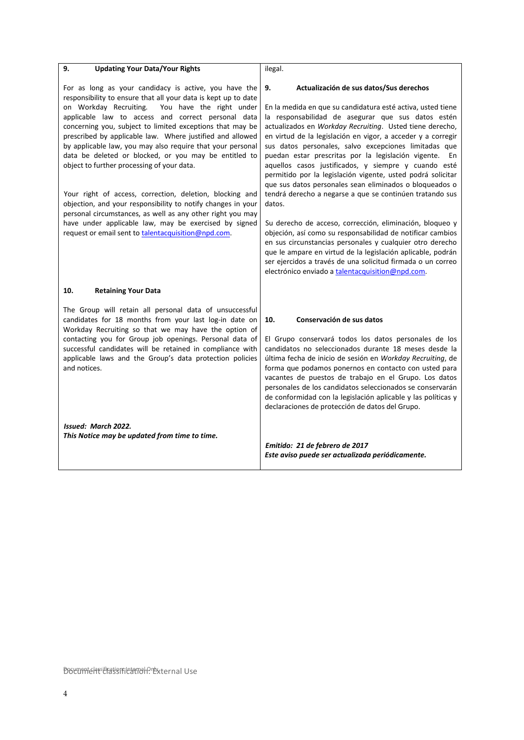ilegal.

## 9. Updating Your Data/Your Rights

For as long as your candidacy is active, you have the responsibility to ensure that all your data is kept up to date on Workday Recruiting. You have the right under applicable law to access and correct personal data concerning you, subject to limited exceptions that may be prescribed by applicable law. Where justified and allowed by applicable law, you may also require that your personal data be deleted or blocked, or you may be entitled to object to further processing of your data.

Your right of access, correction, deletion, blocking and objection, and your responsibility to notify changes in your personal circumstances, as well as any other right you may have under applicable law, may be exercised by signed request or email sent to talentacquisition@npd.com.

## 10. Retaining Your Data

The Group will retain all personal data of unsuccessful candidates for 18 months from your last log-in date on Workday Recruiting so that we may have the option of contacting you for Group job openings. Personal data of successful candidates will be retained in compliance with applicable laws and the Group's data protection policies and notices.

***Issued: March 2022.***
***This Notice may be updated from time to time.***

## 9. Actualización de sus datos/Sus derechos

En la medida en que su candidatura esté activa, usted tiene la responsabilidad de asegurar que sus datos estén actualizados en *Workday Recruiting*. Usted tiene derecho, en virtud de la legislación en vigor, a acceder y a corregir sus datos personales, salvo excepciones limitadas que puedan estar prescritas por la legislación vigente. En aquellos casos justificados, y siempre y cuando esté permitido por la legislación vigente, usted podrá solicitar que sus datos personales sean eliminados o bloqueados o tendrá derecho a negarse a que se continúen tratando sus datos.

Su derecho de acceso, corrección, eliminación, bloqueo y objeción, así como su responsabilidad de notificar cambios en sus circunstancias personales y cualquier otro derecho que le ampare en virtud de la legislación aplicable, podrán ser ejercidos a través de una solicitud firmada o un correo electrónico enviado a talentacquisition@npd.com.

## 10. Conservación de sus datos

El Grupo conservará todos los datos personales de los candidatos no seleccionados durante 18 meses desde la última fecha de inicio de sesión en *Workday Recruiting*, de forma que podamos ponernos en contacto con usted para vacantes de puestos de trabajo en el Grupo. Los datos personales de los candidatos seleccionados se conservarán de conformidad con la legislación aplicable y las políticas y declaraciones de protección de datos del Grupo.

***Emitido: 21 de febrero de 2017***
***Este aviso puede ser actualizada periódicamente.***